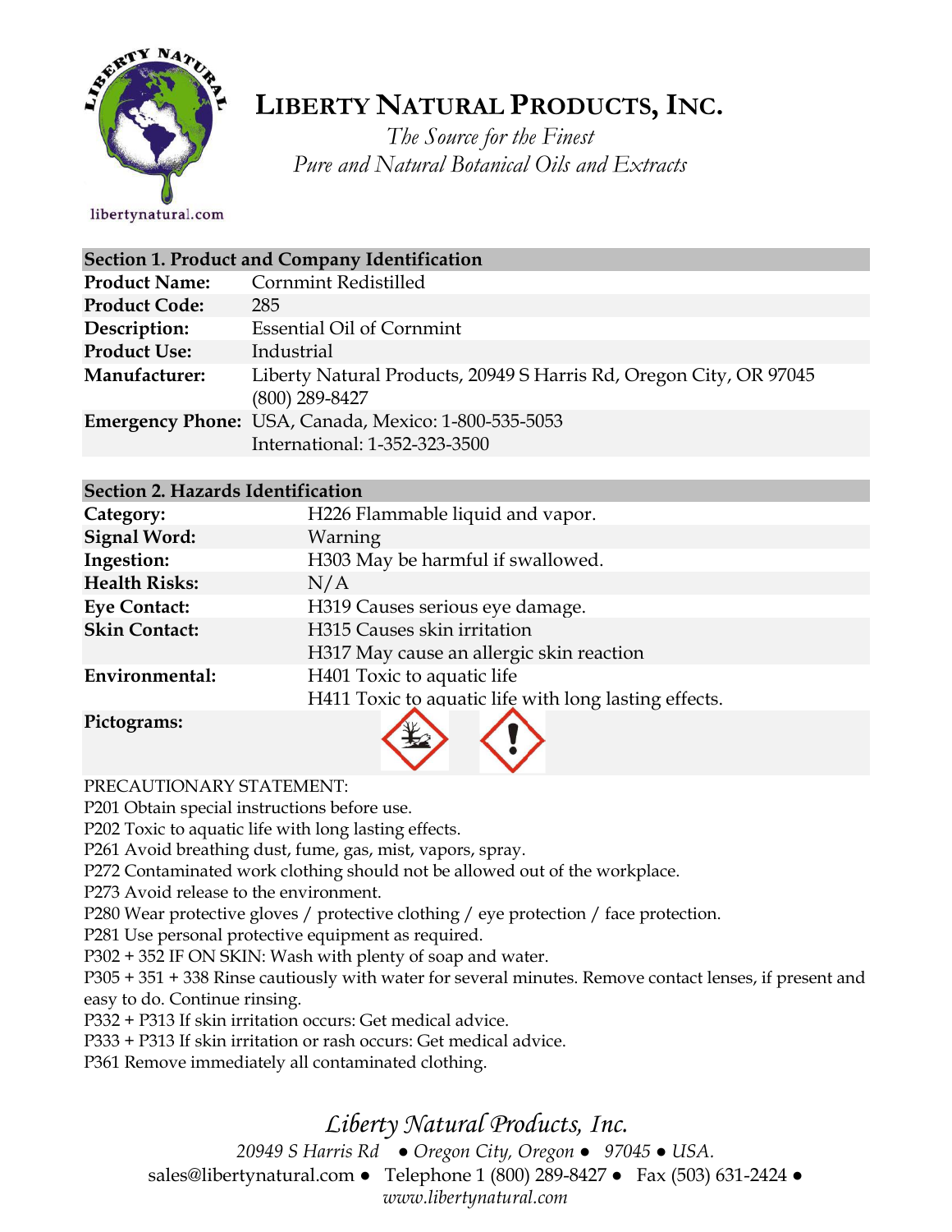# LIBERTY NATURAL PRODUCTS, INC.

*The Source for the Finest*
*Pure and Natural Botanical Oils and Extracts*

libertynatural.com

| Section 1. Product and Company Identification | |
|---|---|
| **Product Name:** | Cornmint Redistilled |
| **Product Code:** | 285 |
| **Description:** | Essential Oil of Cornmint |
| **Product Use:** | Industrial |
| **Manufacturer:** | Liberty Natural Products, 20949 S Harris Rd, Oregon City, OR 97045 (800) 289-8427 |
| **Emergency Phone:** | USA, Canada, Mexico: 1-800-535-5053<br>International: 1-352-323-3500 |

| Section 2. Hazards Identification | |
|---|---|
| **Category:** | H226 Flammable liquid and vapor. |
| **Signal Word:** | Warning |
| **Ingestion:** | H303 May be harmful if swallowed. |
| **Health Risks:** | N/A |
| **Eye Contact:** | H319 Causes serious eye damage. |
| **Skin Contact:** | H315 Causes skin irritation<br>H317 May cause an allergic skin reaction |
| **Environmental:** | H401 Toxic to aquatic life<br>H411 Toxic to aquatic life with long lasting effects. |
| **Pictograms:** | |

PRECAUTIONARY STATEMENT:
P201 Obtain special instructions before use.
P202 Toxic to aquatic life with long lasting effects.
P261 Avoid breathing dust, fume, gas, mist, vapors, spray.
P272 Contaminated work clothing should not be allowed out of the workplace.
P273 Avoid release to the environment.
P280 Wear protective gloves / protective clothing / eye protection / face protection.
P281 Use personal protective equipment as required.
P302 + 352 IF ON SKIN: Wash with plenty of soap and water.
P305 + 351 + 338 Rinse cautiously with water for several minutes. Remove contact lenses, if present and easy to do. Continue rinsing.
P332 + P313 If skin irritation occurs: Get medical advice.
P333 + P313 If skin irritation or rash occurs: Get medical advice.
P361 Remove immediately all contaminated clothing.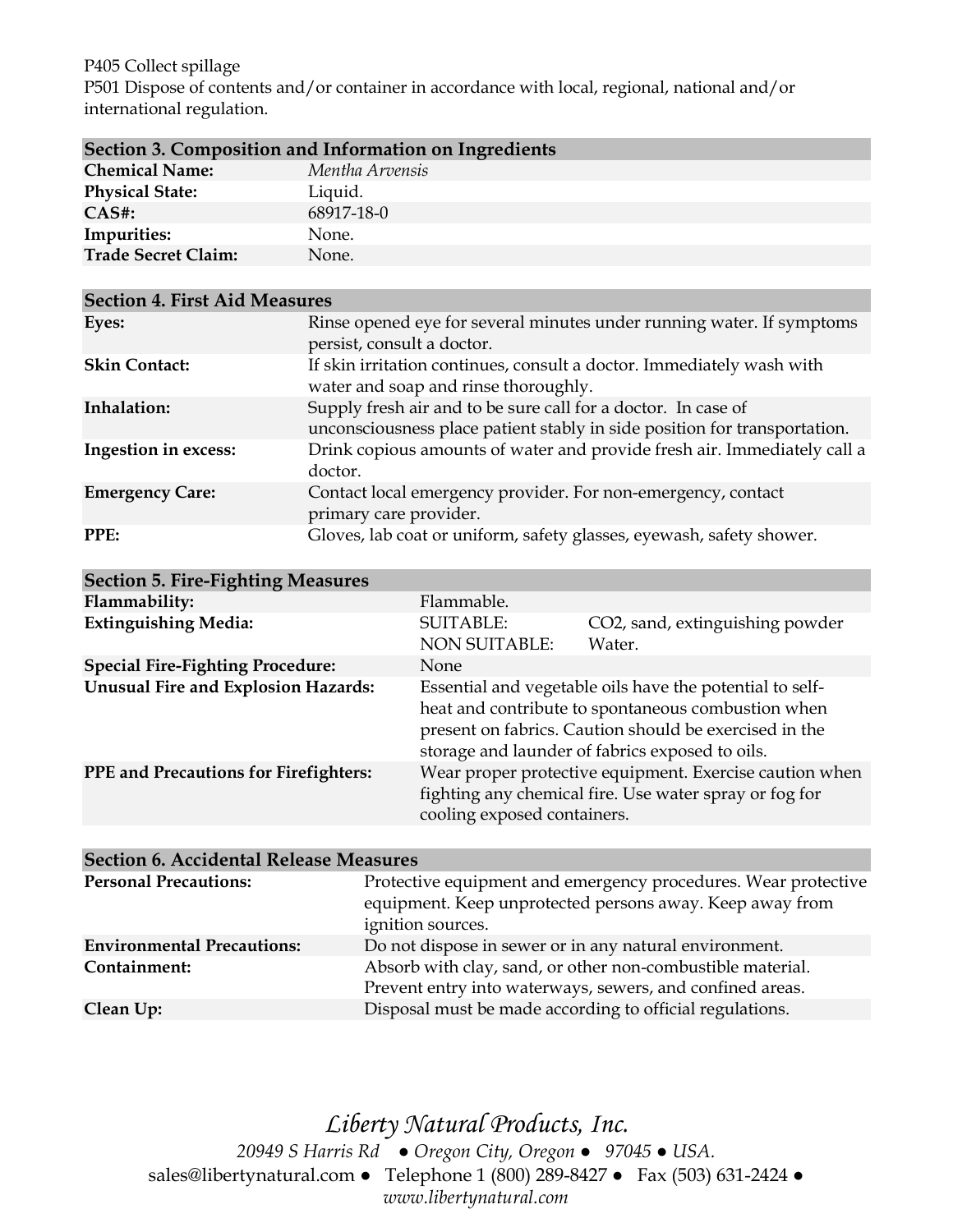P405 Collect spillage
P501 Dispose of contents and/or container in accordance with local, regional, national and/or international regulation.

| **Section 3. Composition and Information on Ingredients** | |
|---|---|
| **Chemical Name:** | *Mentha Arvensis* |
| **Physical State:** | Liquid. |
| **CAS#:** | 68917-18-0 |
| **Impurities:** | None. |
| **Trade Secret Claim:** | None. |

| **Section 4. First Aid Measures** | |
|---|---|
| **Eyes:** | Rinse opened eye for several minutes under running water. If symptoms persist, consult a doctor. |
| **Skin Contact:** | If skin irritation continues, consult a doctor. Immediately wash with water and soap and rinse thoroughly. |
| **Inhalation:** | Supply fresh air and to be sure call for a doctor. In case of unconsciousness place patient stably in side position for transportation. |
| **Ingestion in excess:** | Drink copious amounts of water and provide fresh air. Immediately call a doctor. |
| **Emergency Care:** | Contact local emergency provider. For non-emergency, contact primary care provider. |
| **PPE:** | Gloves, lab coat or uniform, safety glasses, eyewash, safety shower. |

| **Section 5. Fire-Fighting Measures** | | |
|---|---|---|
| **Flammability:** | Flammable. | |
| **Extinguishing Media:** | SUITABLE:<br>NON SUITABLE: | $CO_2$, sand, extinguishing powder<br>Water. |
| **Special Fire-Fighting Procedure:** | None | |
| **Unusual Fire and Explosion Hazards:** | Essential and vegetable oils have the potential to self-heat and contribute to spontaneous combustion when present on fabrics. Caution should be exercised in the storage and launder of fabrics exposed to oils. | |
| **PPE and Precautions for Firefighters:** | Wear proper protective equipment. Exercise caution when fighting any chemical fire. Use water spray or fog for cooling exposed containers. | |

| **Section 6. Accidental Release Measures** | |
|---|---|
| **Personal Precautions:** | Protective equipment and emergency procedures. Wear protective equipment. Keep unprotected persons away. Keep away from ignition sources. |
| **Environmental Precautions:** | Do not dispose in sewer or in any natural environment. |
| **Containment:** | Absorb with clay, sand, or other non-combustible material. Prevent entry into waterways, sewers, and confined areas. |
| **Clean Up:** | Disposal must be made according to official regulations. |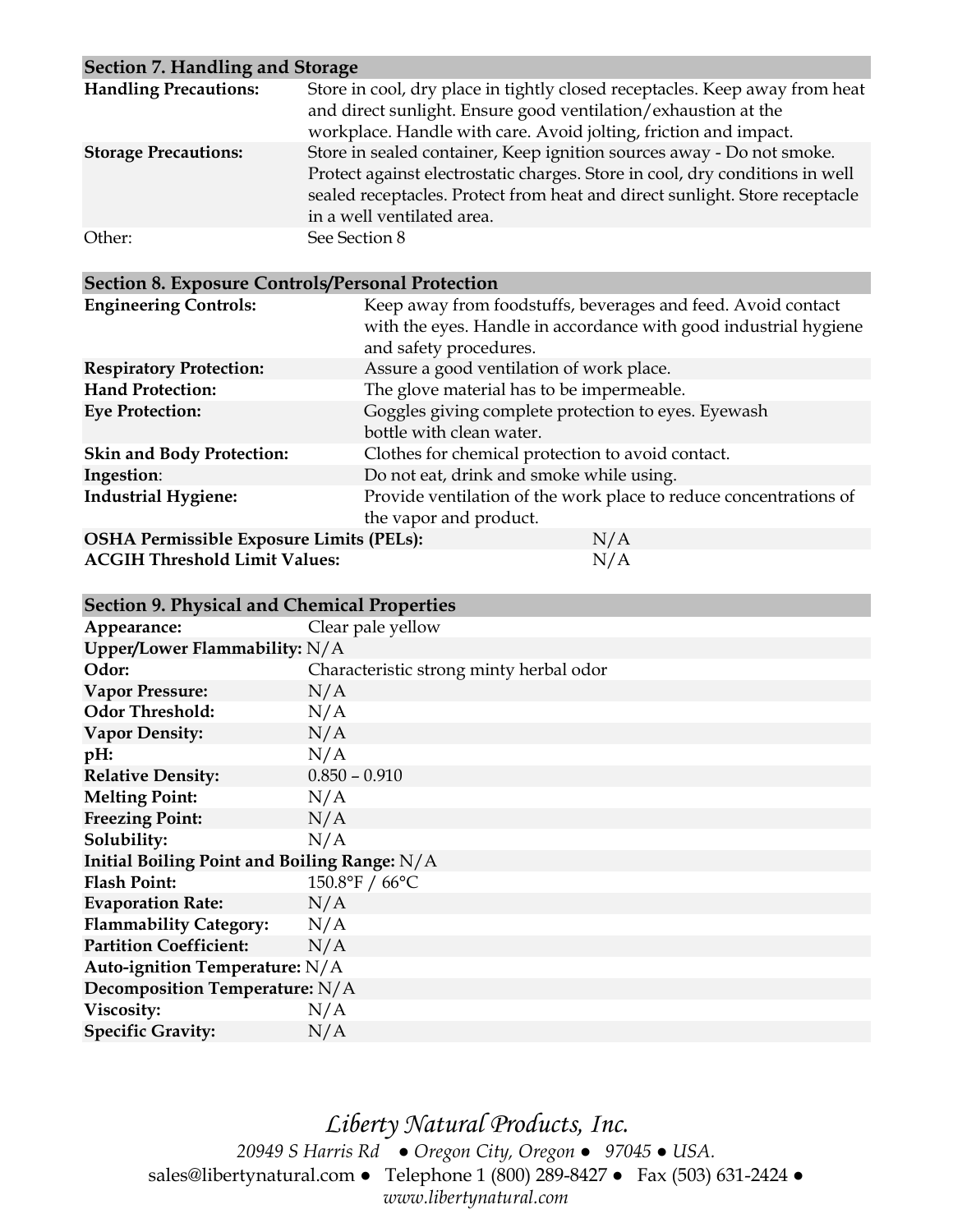## Section 7. Handling and Storage

| | |
|---|---|
| **Handling Precautions:** | Store in cool, dry place in tightly closed receptacles. Keep away from heat and direct sunlight. Ensure good ventilation/exhaustion at the workplace. Handle with care. Avoid jolting, friction and impact. |
| **Storage Precautions:** | Store in sealed container, Keep ignition sources away - Do not smoke. Protect against electrostatic charges. Store in cool, dry conditions in well sealed receptacles. Protect from heat and direct sunlight. Store receptacle in a well ventilated area. |
| Other: | See Section 8 |

## Section 8. Exposure Controls/Personal Protection

| | |
|---|---|
| **Engineering Controls:** | Keep away from foodstuffs, beverages and feed. Avoid contact with the eyes. Handle in accordance with good industrial hygiene and safety procedures. |
| **Respiratory Protection:** | Assure a good ventilation of work place. |
| **Hand Protection:** | The glove material has to be impermeable. |
| **Eye Protection:** | Goggles giving complete protection to eyes. Eyewash bottle with clean water. |
| **Skin and Body Protection:** | Clothes for chemical protection to avoid contact. |
| **Ingestion**: | Do not eat, drink and smoke while using. |
| **Industrial Hygiene:** | Provide ventilation of the work place to reduce concentrations of the vapor and product. |
| **OSHA Permissible Exposure Limits (PELs):** | N/A |
| **ACGIH Threshold Limit Values:** | N/A |

## Section 9. Physical and Chemical Properties

| | |
|---|---|
| **Appearance:** | Clear pale yellow |
| **Upper/Lower Flammability:** | N/A |
| **Odor:** | Characteristic strong minty herbal odor |
| **Vapor Pressure:** | N/A |
| **Odor Threshold:** | N/A |
| **Vapor Density:** | N/A |
| **pH:** | N/A |
| **Relative Density:** | 0.850 – 0.910 |
| **Melting Point:** | N/A |
| **Freezing Point:** | N/A |
| **Solubility:** | N/A |
| **Initial Boiling Point and Boiling Range:** | N/A |
| **Flash Point:** | 150.8°F / 66°C |
| **Evaporation Rate:** | N/A |
| **Flammability Category:** | N/A |
| **Partition Coefficient:** | N/A |
| **Auto-ignition Temperature:** | N/A |
| **Decomposition Temperature:** | N/A |
| **Viscosity:** | N/A |
| **Specific Gravity:** | N/A |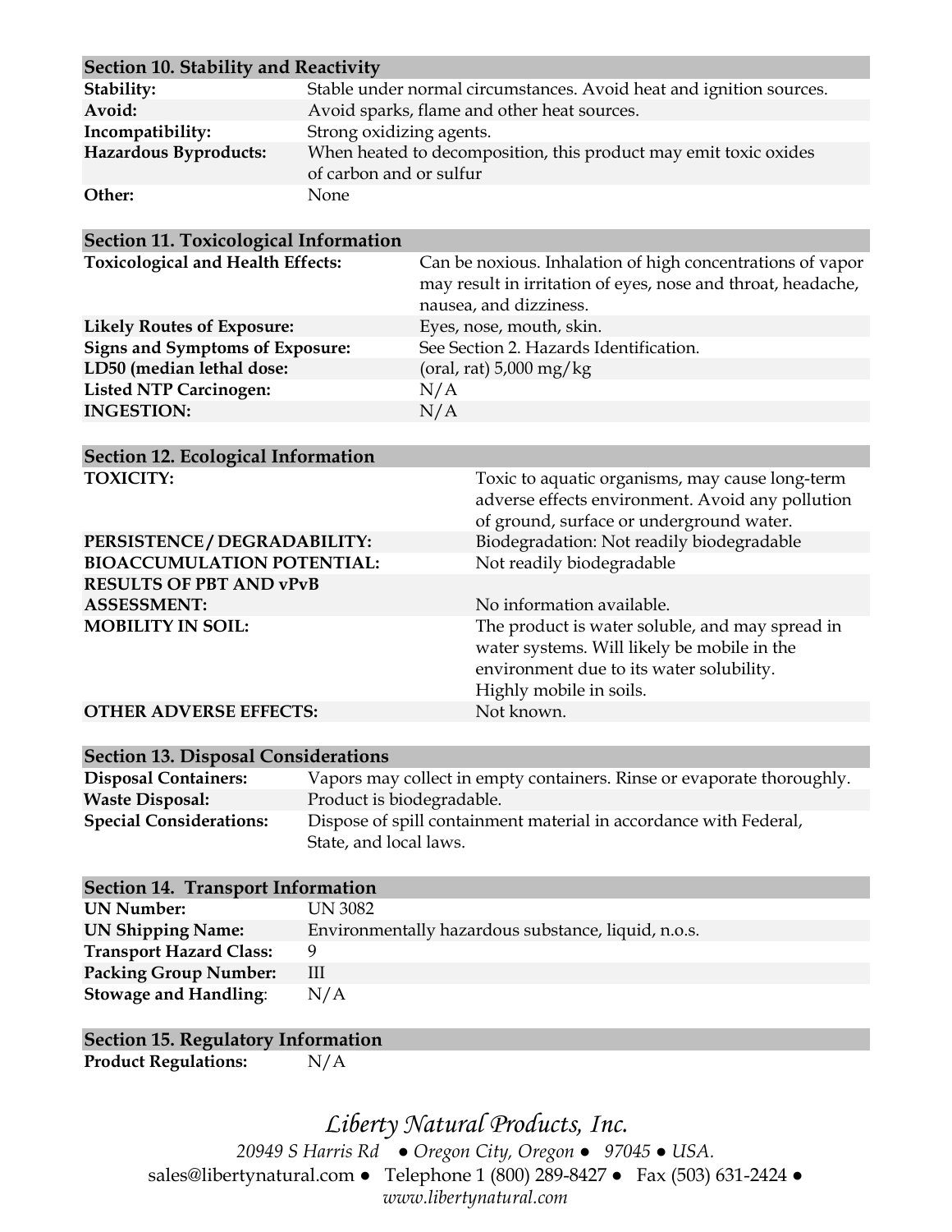| **Section 10. Stability and Reactivity** | |
|---|---|
| **Stability:** | Stable under normal circumstances. Avoid heat and ignition sources. |
| **Avoid:** | Avoid sparks, flame and other heat sources. |
| **Incompatibility:** | Strong oxidizing agents. |
| **Hazardous Byproducts:** | When heated to decomposition, this product may emit toxic oxides of carbon and or sulfur |
| **Other:** | None |

| **Section 11. Toxicological Information** | |
|---|---|
| **Toxicological and Health Effects:** | Can be noxious. Inhalation of high concentrations of vapor may result in irritation of eyes, nose and throat, headache, nausea, and dizziness. |
| **Likely Routes of Exposure:** | Eyes, nose, mouth, skin. |
| **Signs and Symptoms of Exposure:** | See Section 2. Hazards Identification. |
| **LD50 (median lethal dose:** | (oral, rat) 5,000 mg/kg |
| **Listed NTP Carcinogen:** | N/A |
| **INGESTION:** | N/A |

| **Section 12. Ecological Information** | |
|---|---|
| **TOXICITY:** | Toxic to aquatic organisms, may cause long-term adverse effects environment. Avoid any pollution of ground, surface or underground water. |
| **PERSISTENCE / DEGRADABILITY:** | Biodegradation: Not readily biodegradable |
| **BIOACCUMULATION POTENTIAL:** | Not readily biodegradable |
| **RESULTS OF PBT AND vPvB ASSESSMENT:** | No information available. |
| **MOBILITY IN SOIL:** | The product is water soluble, and may spread in water systems. Will likely be mobile in the environment due to its water solubility. Highly mobile in soils. |
| **OTHER ADVERSE EFFECTS:** | Not known. |

| **Section 13. Disposal Considerations** | |
|---|---|
| **Disposal Containers:** | Vapors may collect in empty containers. Rinse or evaporate thoroughly. |
| **Waste Disposal:** | Product is biodegradable. |
| **Special Considerations:** | Dispose of spill containment material in accordance with Federal, State, and local laws. |

| **Section 14. Transport Information** | |
|---|---|
| **UN Number:** | UN 3082 |
| **UN Shipping Name:** | Environmentally hazardous substance, liquid, n.o.s. |
| **Transport Hazard Class:** | 9 |
| **Packing Group Number:** | III |
| **Stowage and Handling**: | N/A |

| **Section 15. Regulatory Information** | |
|---|---|
| **Product Regulations:** | N/A |

*Liberty Natural Products, Inc.*

*20949 S Harris Rd ● Oregon City, Oregon ● 97045 ● USA.*

sales@libertynatural.com ● Telephone 1 (800) 289-8427 ● Fax (503) 631-2424 ●

*www.libertynatural.com*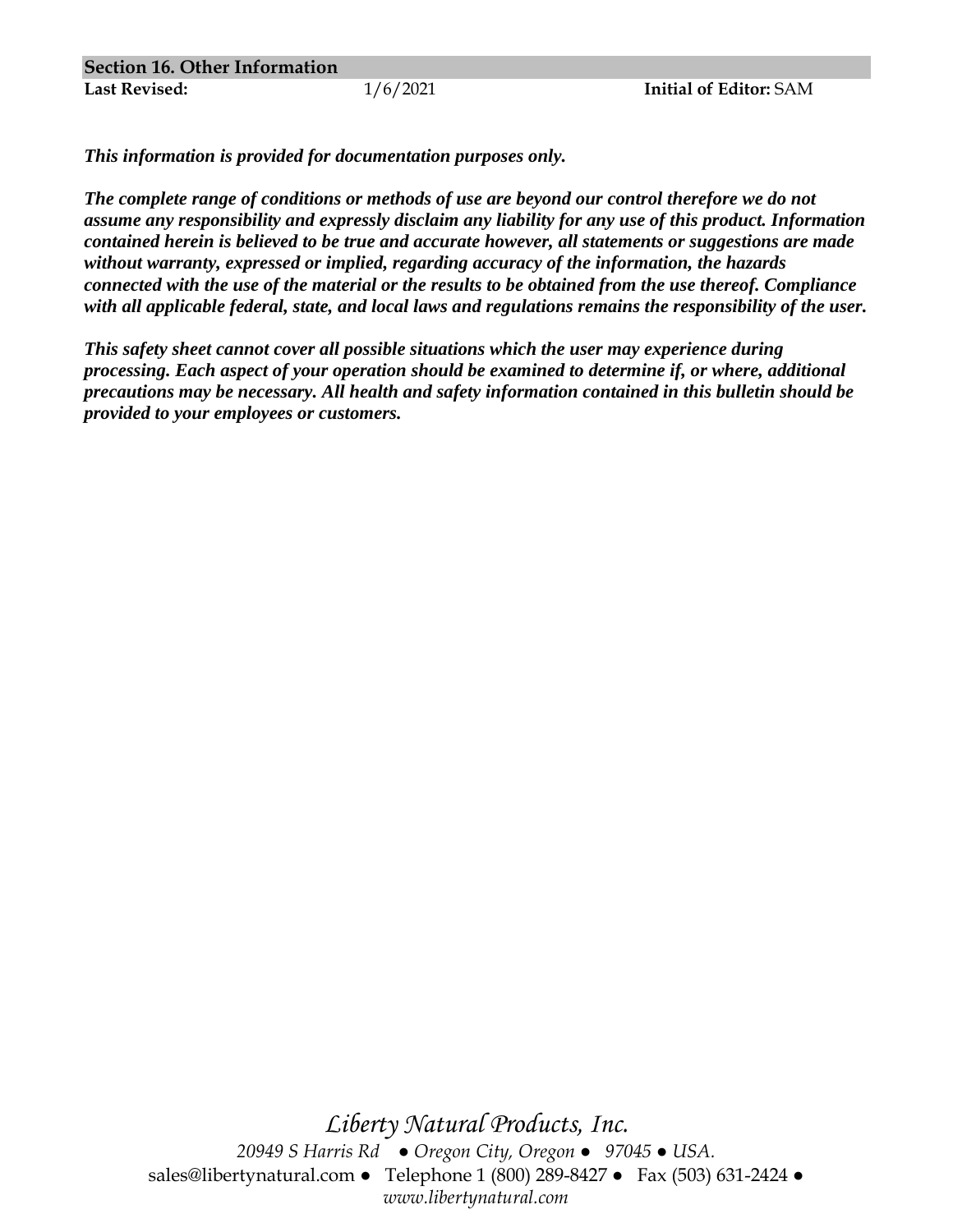## Section 16. Other Information

**Last Revised:** 1/6/2021 **Initial of Editor:** SAM

***This information is provided for documentation purposes only.***

***The complete range of conditions or methods of use are beyond our control therefore we do not assume any responsibility and expressly disclaim any liability for any use of this product. Information contained herein is believed to be true and accurate however, all statements or suggestions are made without warranty, expressed or implied, regarding accuracy of the information, the hazards connected with the use of the material or the results to be obtained from the use thereof. Compliance with all applicable federal, state, and local laws and regulations remains the responsibility of the user.***

***This safety sheet cannot cover all possible situations which the user may experience during processing. Each aspect of your operation should be examined to determine if, or where, additional precautions may be necessary. All health and safety information contained in this bulletin should be provided to your employees or customers.***